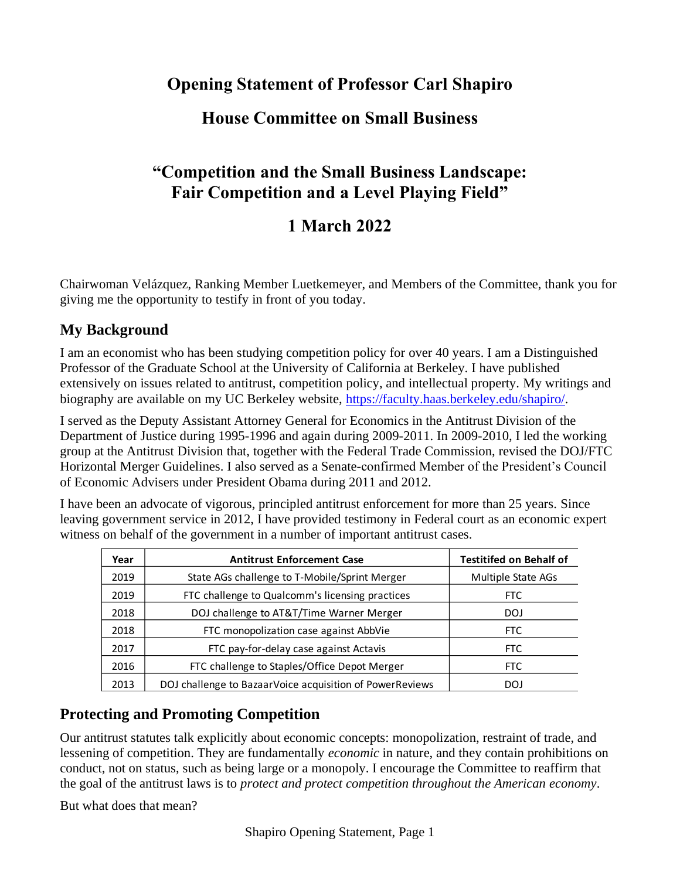# Opening Statement of Professor Carl Shapiro

## House Committee on Small Business

## "Competition and the Small Business Landscape: Fair Competition and a Level Playing Field"

## 1 March 2022

Chairwoman Velázquez, Ranking Member Luetkemeyer, and Members of the Committee, thank you for giving me the opportunity to testify in front of you today.

### My Background

I am an economist who has been studying competition policy for over 40 years. I am a Distinguished Professor of the Graduate School at the University of California at Berkeley. I have published extensively on issues related to antitrust, competition policy, and intellectual property. My writings and biography are available on my UC Berkeley website, https://faculty.haas.berkeley.edu/shapiro/.

I served as the Deputy Assistant Attorney General for Economics in the Antitrust Division of the Department of Justice during 1995-1996 and again during 2009-2011. In 2009-2010, I led the working group at the Antitrust Division that, together with the Federal Trade Commission, revised the DOJ/FTC Horizontal Merger Guidelines. I also served as a Senate-confirmed Member of the President's Council of Economic Advisers under President Obama during 2011 and 2012.

I have been an advocate of vigorous, principled antitrust enforcement for more than 25 years. Since leaving government service in 2012, I have provided testimony in Federal court as an economic expert witness on behalf of the government in a number of important antitrust cases.

| Year | Antitrust Enforcement Case | Testitifed on Behalf of |
|---|---|---|
| 2019 | State AGs challenge to T-Mobile/Sprint Merger | Multiple State AGs |
| 2019 | FTC challenge to Qualcomm's licensing practices | FTC |
| 2018 | DOJ challenge to AT&T/Time Warner Merger | DOJ |
| 2018 | FTC monopolization case against AbbVie | FTC |
| 2017 | FTC pay-for-delay case against Actavis | FTC |
| 2016 | FTC challenge to Staples/Office Depot Merger | FTC |
| 2013 | DOJ challenge to BazaarVoice acquisition of PowerReviews | DOJ |

### Protecting and Promoting Competition

Our antitrust statutes talk explicitly about economic concepts: monopolization, restraint of trade, and lessening of competition. They are fundamentally *economic* in nature, and they contain prohibitions on conduct, not on status, such as being large or a monopoly. I encourage the Committee to reaffirm that the goal of the antitrust laws is to *protect and protect competition throughout the American economy*.

But what does that mean?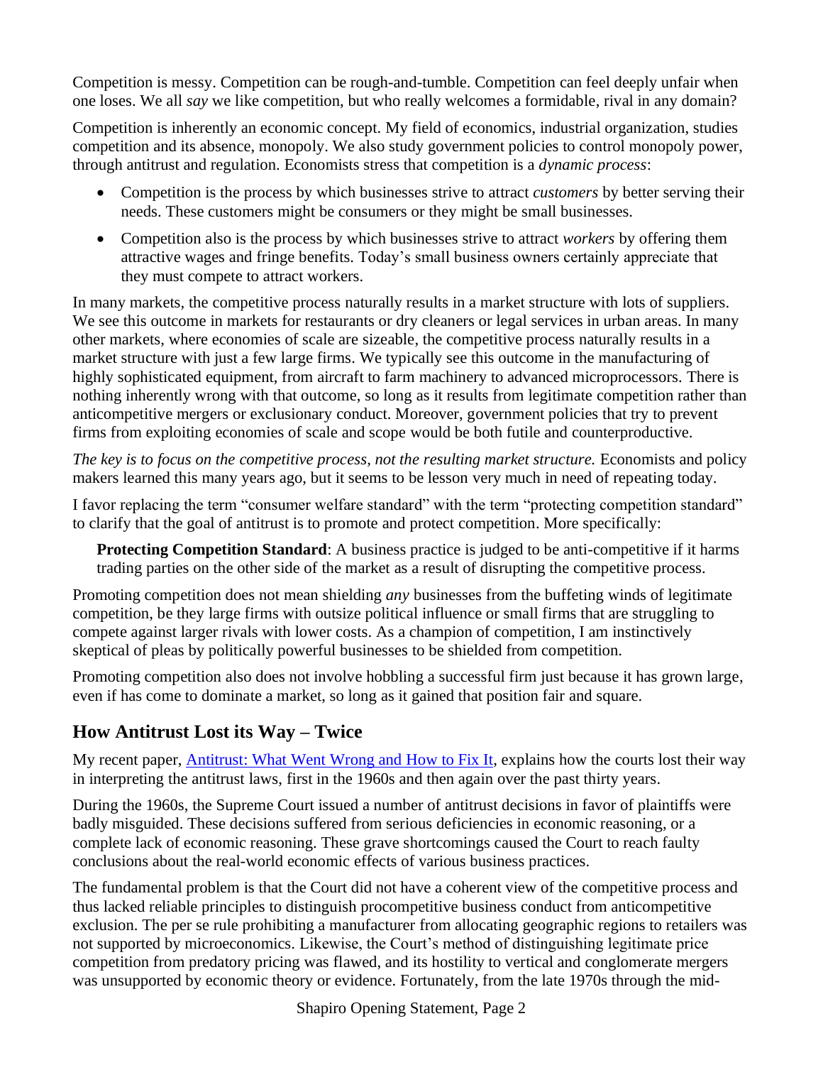Competition is messy. Competition can be rough-and-tumble. Competition can feel deeply unfair when one loses. We all *say* we like competition, but who really welcomes a formidable, rival in any domain?

Competition is inherently an economic concept. My field of economics, industrial organization, studies competition and its absence, monopoly. We also study government policies to control monopoly power, through antitrust and regulation. Economists stress that competition is a *dynamic process*:

- Competition is the process by which businesses strive to attract *customers* by better serving their needs. These customers might be consumers or they might be small businesses.
- Competition also is the process by which businesses strive to attract *workers* by offering them attractive wages and fringe benefits. Today's small business owners certainly appreciate that they must compete to attract workers.

In many markets, the competitive process naturally results in a market structure with lots of suppliers. We see this outcome in markets for restaurants or dry cleaners or legal services in urban areas. In many other markets, where economies of scale are sizeable, the competitive process naturally results in a market structure with just a few large firms. We typically see this outcome in the manufacturing of highly sophisticated equipment, from aircraft to farm machinery to advanced microprocessors. There is nothing inherently wrong with that outcome, so long as it results from legitimate competition rather than anticompetitive mergers or exclusionary conduct. Moreover, government policies that try to prevent firms from exploiting economies of scale and scope would be both futile and counterproductive.

*The key is to focus on the competitive process, not the resulting market structure.* Economists and policy makers learned this many years ago, but it seems to be lesson very much in need of repeating today.

I favor replacing the term "consumer welfare standard" with the term "protecting competition standard" to clarify that the goal of antitrust is to promote and protect competition. More specifically:

> **Protecting Competition Standard**: A business practice is judged to be anti-competitive if it harms trading parties on the other side of the market as a result of disrupting the competitive process.

Promoting competition does not mean shielding *any* businesses from the buffeting winds of legitimate competition, be they large firms with outsize political influence or small firms that are struggling to compete against larger rivals with lower costs. As a champion of competition, I am instinctively skeptical of pleas by politically powerful businesses to be shielded from competition.

Promoting competition also does not involve hobbling a successful firm just because it has grown large, even if has come to dominate a market, so long as it gained that position fair and square.

## How Antitrust Lost its Way – Twice

My recent paper, [Antitrust: What Went Wrong and How to Fix It](), explains how the courts lost their way in interpreting the antitrust laws, first in the 1960s and then again over the past thirty years.

During the 1960s, the Supreme Court issued a number of antitrust decisions in favor of plaintiffs were badly misguided. These decisions suffered from serious deficiencies in economic reasoning, or a complete lack of economic reasoning. These grave shortcomings caused the Court to reach faulty conclusions about the real-world economic effects of various business practices.

The fundamental problem is that the Court did not have a coherent view of the competitive process and thus lacked reliable principles to distinguish procompetitive business conduct from anticompetitive exclusion. The per se rule prohibiting a manufacturer from allocating geographic regions to retailers was not supported by microeconomics. Likewise, the Court's method of distinguishing legitimate price competition from predatory pricing was flawed, and its hostility to vertical and conglomerate mergers was unsupported by economic theory or evidence. Fortunately, from the late 1970s through the mid-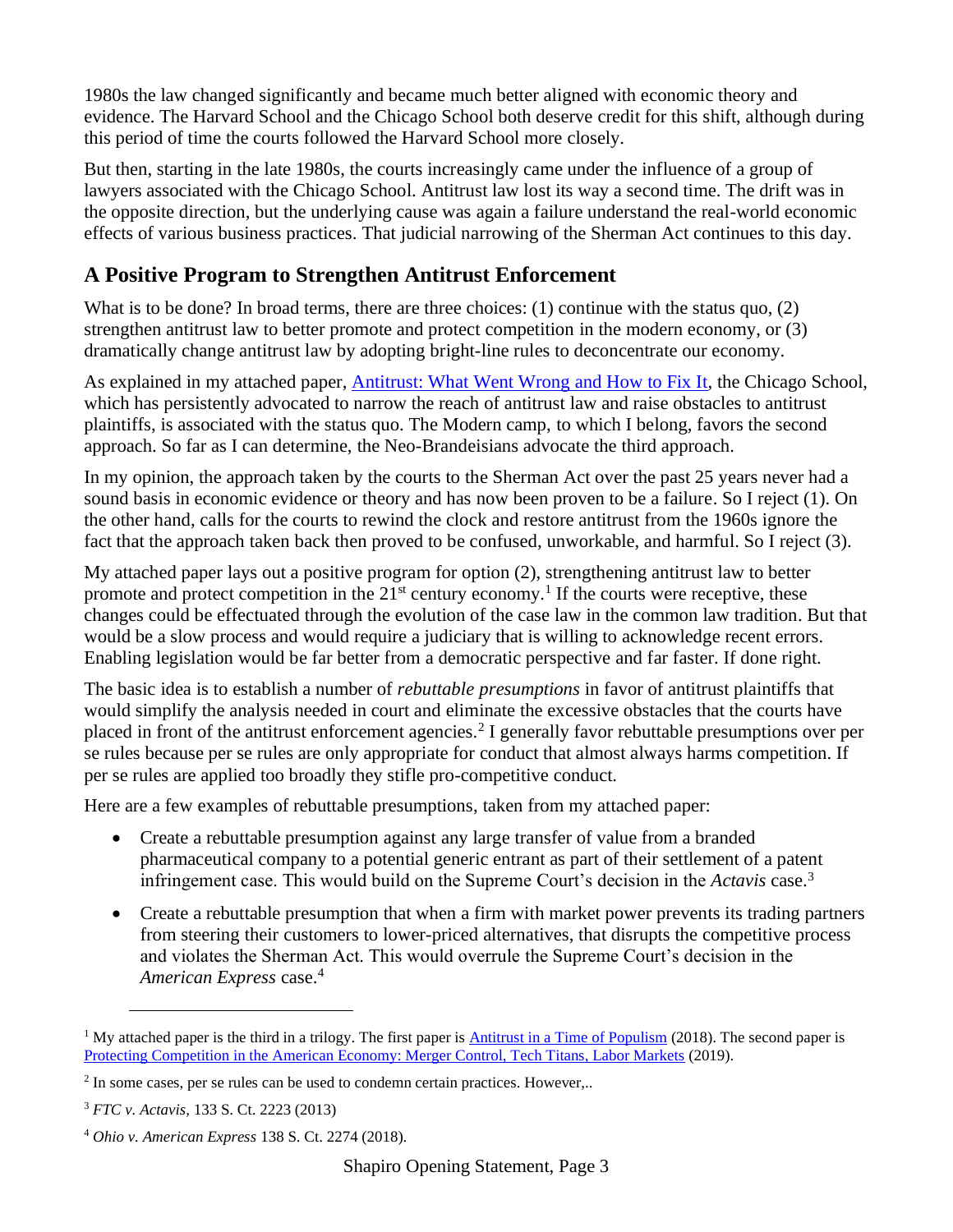1980s the law changed significantly and became much better aligned with economic theory and evidence. The Harvard School and the Chicago School both deserve credit for this shift, although during this period of time the courts followed the Harvard School more closely.

But then, starting in the late 1980s, the courts increasingly came under the influence of a group of lawyers associated with the Chicago School. Antitrust law lost its way a second time. The drift was in the opposite direction, but the underlying cause was again a failure understand the real-world economic effects of various business practices. That judicial narrowing of the Sherman Act continues to this day.

## A Positive Program to Strengthen Antitrust Enforcement

What is to be done? In broad terms, there are three choices: (1) continue with the status quo, (2) strengthen antitrust law to better promote and protect competition in the modern economy, or (3) dramatically change antitrust law by adopting bright-line rules to deconcentrate our economy.

As explained in my attached paper, [Antitrust: What Went Wrong and How to Fix It](), the Chicago School, which has persistently advocated to narrow the reach of antitrust law and raise obstacles to antitrust plaintiffs, is associated with the status quo. The Modern camp, to which I belong, favors the second approach. So far as I can determine, the Neo-Brandeisians advocate the third approach.

In my opinion, the approach taken by the courts to the Sherman Act over the past 25 years never had a sound basis in economic evidence or theory and has now been proven to be a failure. So I reject (1). On the other hand, calls for the courts to rewind the clock and restore antitrust from the 1960s ignore the fact that the approach taken back then proved to be confused, unworkable, and harmful. So I reject (3).

My attached paper lays out a positive program for option (2), strengthening antitrust law to better promote and protect competition in the 21st century economy.[1] If the courts were receptive, these changes could be effectuated through the evolution of the case law in the common law tradition. But that would be a slow process and would require a judiciary that is willing to acknowledge recent errors. Enabling legislation would be far better from a democratic perspective and far faster. If done right.

The basic idea is to establish a number of *rebuttable presumptions* in favor of antitrust plaintiffs that would simplify the analysis needed in court and eliminate the excessive obstacles that the courts have placed in front of the antitrust enforcement agencies.[2] I generally favor rebuttable presumptions over per se rules because per se rules are only appropriate for conduct that almost always harms competition. If per se rules are applied too broadly they stifle pro-competitive conduct.

Here are a few examples of rebuttable presumptions, taken from my attached paper:

- Create a rebuttable presumption against any large transfer of value from a branded pharmaceutical company to a potential generic entrant as part of their settlement of a patent infringement case. This would build on the Supreme Court's decision in the *Actavis* case.[3]
- Create a rebuttable presumption that when a firm with market power prevents its trading partners from steering their customers to lower-priced alternatives, that disrupts the competitive process and violates the Sherman Act. This would overrule the Supreme Court's decision in the *American Express* case.[4]

---

[1] My attached paper is the third in a trilogy. The first paper is [Antitrust in a Time of Populism]() (2018). The second paper is [Protecting Competition in the American Economy: Merger Control, Tech Titans, Labor Markets]() (2019).

[2] In some cases, per se rules can be used to condemn certain practices. However,..

[3] *FTC v. Actavis*, 133 S. Ct. 2223 (2013)

[4] *Ohio v. American Express* 138 S. Ct. 2274 (2018).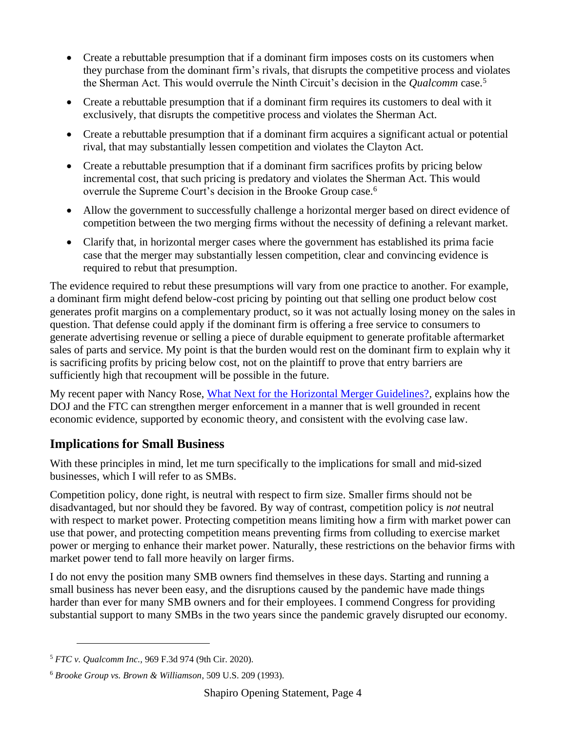- Create a rebuttable presumption that if a dominant firm imposes costs on its customers when they purchase from the dominant firm's rivals, that disrupts the competitive process and violates the Sherman Act. This would overrule the Ninth Circuit's decision in the *Qualcomm* case.[5]
- Create a rebuttable presumption that if a dominant firm requires its customers to deal with it exclusively, that disrupts the competitive process and violates the Sherman Act.
- Create a rebuttable presumption that if a dominant firm acquires a significant actual or potential rival, that may substantially lessen competition and violates the Clayton Act.
- Create a rebuttable presumption that if a dominant firm sacrifices profits by pricing below incremental cost, that such pricing is predatory and violates the Sherman Act. This would overrule the Supreme Court's decision in the Brooke Group case.[6]
- Allow the government to successfully challenge a horizontal merger based on direct evidence of competition between the two merging firms without the necessity of defining a relevant market.
- Clarify that, in horizontal merger cases where the government has established its prima facie case that the merger may substantially lessen competition, clear and convincing evidence is required to rebut that presumption.

The evidence required to rebut these presumptions will vary from one practice to another. For example, a dominant firm might defend below-cost pricing by pointing out that selling one product below cost generates profit margins on a complementary product, so it was not actually losing money on the sales in question. That defense could apply if the dominant firm is offering a free service to consumers to generate advertising revenue or selling a piece of durable equipment to generate profitable aftermarket sales of parts and service. My point is that the burden would rest on the dominant firm to explain why it is sacrificing profits by pricing below cost, not on the plaintiff to prove that entry barriers are sufficiently high that recoupment will be possible in the future.

My recent paper with Nancy Rose, [What Next for the Horizontal Merger Guidelines?](), explains how the DOJ and the FTC can strengthen merger enforcement in a manner that is well grounded in recent economic evidence, supported by economic theory, and consistent with the evolving case law.

## Implications for Small Business

With these principles in mind, let me turn specifically to the implications for small and mid-sized businesses, which I will refer to as SMBs.

Competition policy, done right, is neutral with respect to firm size. Smaller firms should not be disadvantaged, but nor should they be favored. By way of contrast, competition policy is *not* neutral with respect to market power. Protecting competition means limiting how a firm with market power can use that power, and protecting competition means preventing firms from colluding to exercise market power or merging to enhance their market power. Naturally, these restrictions on the behavior firms with market power tend to fall more heavily on larger firms.

I do not envy the position many SMB owners find themselves in these days. Starting and running a small business has never been easy, and the disruptions caused by the pandemic have made things harder than ever for many SMB owners and for their employees. I commend Congress for providing substantial support to many SMBs in the two years since the pandemic gravely disrupted our economy.

---

[5] *FTC v. Qualcomm Inc.*, 969 F.3d 974 (9th Cir. 2020).

[6] *Brooke Group vs. Brown & Williamson*, 509 U.S. 209 (1993).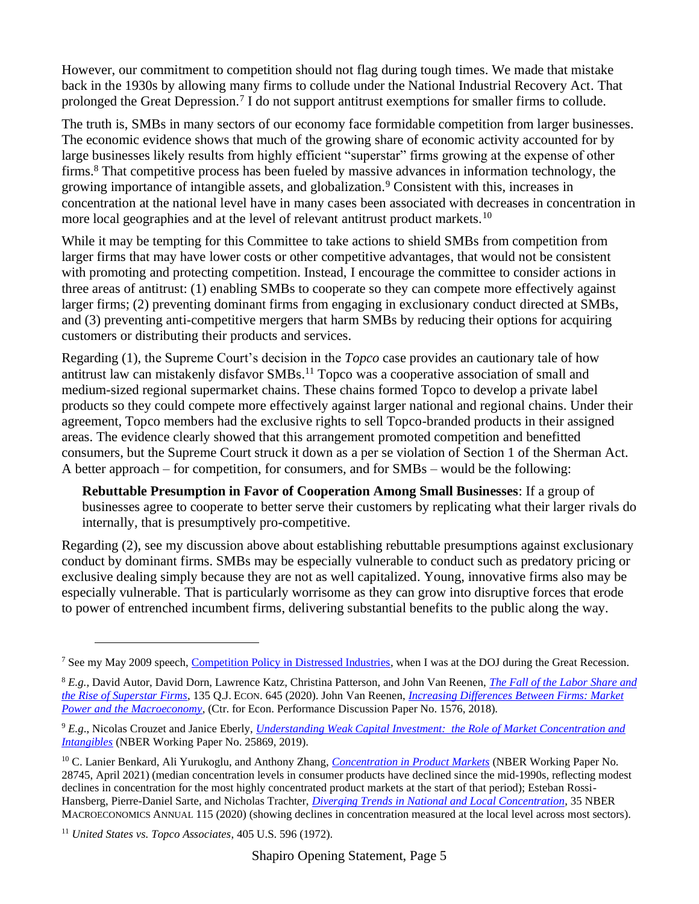However, our commitment to competition should not flag during tough times. We made that mistake back in the 1930s by allowing many firms to collude under the National Industrial Recovery Act. That prolonged the Great Depression.[7] I do not support antitrust exemptions for smaller firms to collude.

The truth is, SMBs in many sectors of our economy face formidable competition from larger businesses. The economic evidence shows that much of the growing share of economic activity accounted for by large businesses likely results from highly efficient "superstar" firms growing at the expense of other firms.[8] That competitive process has been fueled by massive advances in information technology, the growing importance of intangible assets, and globalization.[9] Consistent with this, increases in concentration at the national level have in many cases been associated with decreases in concentration in more local geographies and at the level of relevant antitrust product markets.[10]

While it may be tempting for this Committee to take actions to shield SMBs from competition from larger firms that may have lower costs or other competitive advantages, that would not be consistent with promoting and protecting competition. Instead, I encourage the committee to consider actions in three areas of antitrust: (1) enabling SMBs to cooperate so they can compete more effectively against larger firms; (2) preventing dominant firms from engaging in exclusionary conduct directed at SMBs, and (3) preventing anti-competitive mergers that harm SMBs by reducing their options for acquiring customers or distributing their products and services.

Regarding (1), the Supreme Court's decision in the *Topco* case provides an cautionary tale of how antitrust law can mistakenly disfavor SMBs.[11] Topco was a cooperative association of small and medium-sized regional supermarket chains. These chains formed Topco to develop a private label products so they could compete more effectively against larger national and regional chains. Under their agreement, Topco members had the exclusive rights to sell Topco-branded products in their assigned areas. The evidence clearly showed that this arrangement promoted competition and benefitted consumers, but the Supreme Court struck it down as a per se violation of Section 1 of the Sherman Act. A better approach – for competition, for consumers, and for SMBs – would be the following:

> **Rebuttable Presumption in Favor of Cooperation Among Small Businesses**: If a group of businesses agree to cooperate to better serve their customers by replicating what their larger rivals do internally, that is presumptively pro-competitive.

Regarding (2), see my discussion above about establishing rebuttable presumptions against exclusionary conduct by dominant firms. SMBs may be especially vulnerable to conduct such as predatory pricing or exclusive dealing simply because they are not as well capitalized. Young, innovative firms also may be especially vulnerable. That is particularly worrisome as they can grow into disruptive forces that erode to power of entrenched incumbent firms, delivering substantial benefits to the public along the way.

---

[7] See my May 2009 speech, Competition Policy in Distressed Industries, when I was at the DOJ during the Great Recession.

[8] *E.g.,* David Autor, David Dorn, Lawrence Katz, Christina Patterson, and John Van Reenen, *The Fall of the Labor Share and the Rise of Superstar Firms*, 135 Q.J. ECON. 645 (2020). John Van Reenen, *Increasing Differences Between Firms: Market Power and the Macroeconomy*, (Ctr. for Econ. Performance Discussion Paper No. 1576, 2018).

[9] *E.g*., Nicolas Crouzet and Janice Eberly, *Understanding Weak Capital Investment: the Role of Market Concentration and Intangibles* (NBER Working Paper No. 25869, 2019).

[10] C. Lanier Benkard, Ali Yurukoglu, and Anthony Zhang, *Concentration in Product Markets* (NBER Working Paper No. 28745, April 2021) (median concentration levels in consumer products have declined since the mid-1990s, reflecting modest declines in concentration for the most highly concentrated product markets at the start of that period); Esteban Rossi-Hansberg, Pierre-Daniel Sarte, and Nicholas Trachter, *Diverging Trends in National and Local Concentration*, 35 NBER MACROECONOMICS ANNUAL 115 (2020) (showing declines in concentration measured at the local level across most sectors).

[11] *United States vs. Topco Associates*, 405 U.S. 596 (1972).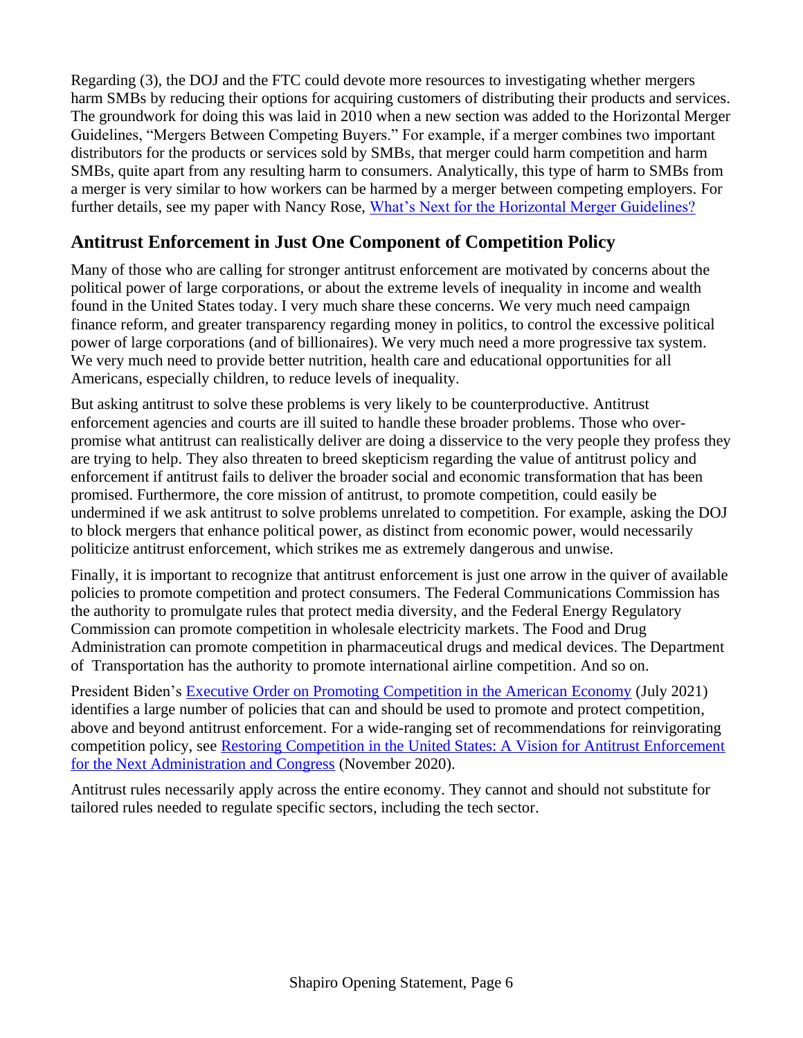Regarding (3), the DOJ and the FTC could devote more resources to investigating whether mergers harm SMBs by reducing their options for acquiring customers of distributing their products and services. The groundwork for doing this was laid in 2010 when a new section was added to the Horizontal Merger Guidelines, "Mergers Between Competing Buyers." For example, if a merger combines two important distributors for the products or services sold by SMBs, that merger could harm competition and harm SMBs, quite apart from any resulting harm to consumers. Analytically, this type of harm to SMBs from a merger is very similar to how workers can be harmed by a merger between competing employers. For further details, see my paper with Nancy Rose, [What's Next for the Horizontal Merger Guidelines?]

## Antitrust Enforcement in Just One Component of Competition Policy

Many of those who are calling for stronger antitrust enforcement are motivated by concerns about the political power of large corporations, or about the extreme levels of inequality in income and wealth found in the United States today. I very much share these concerns. We very much need campaign finance reform, and greater transparency regarding money in politics, to control the excessive political power of large corporations (and of billionaires). We very much need a more progressive tax system. We very much need to provide better nutrition, health care and educational opportunities for all Americans, especially children, to reduce levels of inequality.

But asking antitrust to solve these problems is very likely to be counterproductive. Antitrust enforcement agencies and courts are ill suited to handle these broader problems. Those who over-promise what antitrust can realistically deliver are doing a disservice to the very people they profess they are trying to help. They also threaten to breed skepticism regarding the value of antitrust policy and enforcement if antitrust fails to deliver the broader social and economic transformation that has been promised. Furthermore, the core mission of antitrust, to promote competition, could easily be undermined if we ask antitrust to solve problems unrelated to competition. For example, asking the DOJ to block mergers that enhance political power, as distinct from economic power, would necessarily politicize antitrust enforcement, which strikes me as extremely dangerous and unwise.

Finally, it is important to recognize that antitrust enforcement is just one arrow in the quiver of available policies to promote competition and protect consumers. The Federal Communications Commission has the authority to promulgate rules that protect media diversity, and the Federal Energy Regulatory Commission can promote competition in wholesale electricity markets. The Food and Drug Administration can promote competition in pharmaceutical drugs and medical devices. The Department of Transportation has the authority to promote international airline competition. And so on.

President Biden's [Executive Order on Promoting Competition in the American Economy] (July 2021) identifies a large number of policies that can and should be used to promote and protect competition, above and beyond antitrust enforcement. For a wide-ranging set of recommendations for reinvigorating competition policy, see [Restoring Competition in the United States: A Vision for Antitrust Enforcement for the Next Administration and Congress] (November 2020).

Antitrust rules necessarily apply across the entire economy. They cannot and should not substitute for tailored rules needed to regulate specific sectors, including the tech sector.